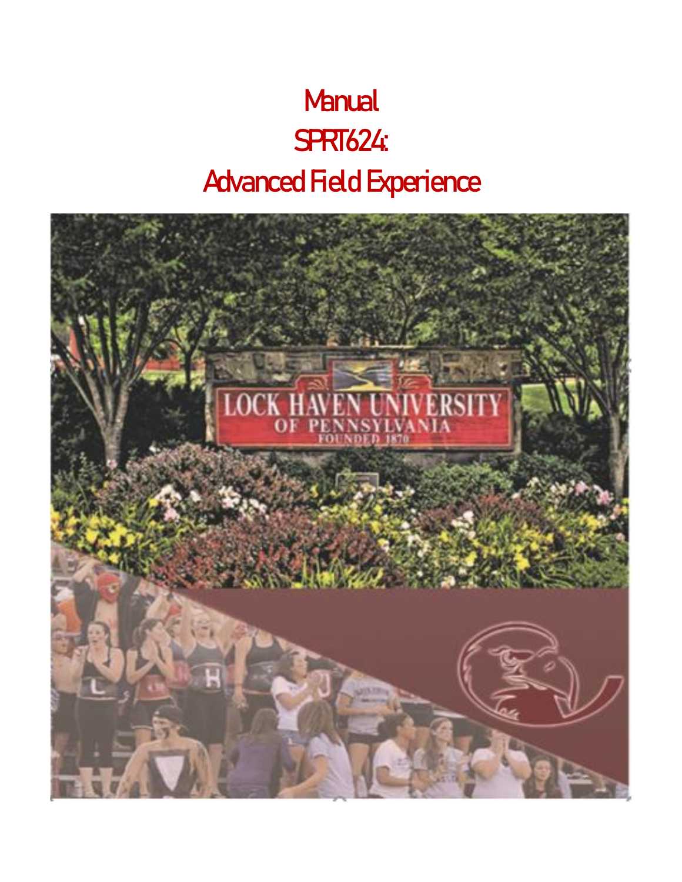# Manual
# SPRT624:
# Advanced Field Experience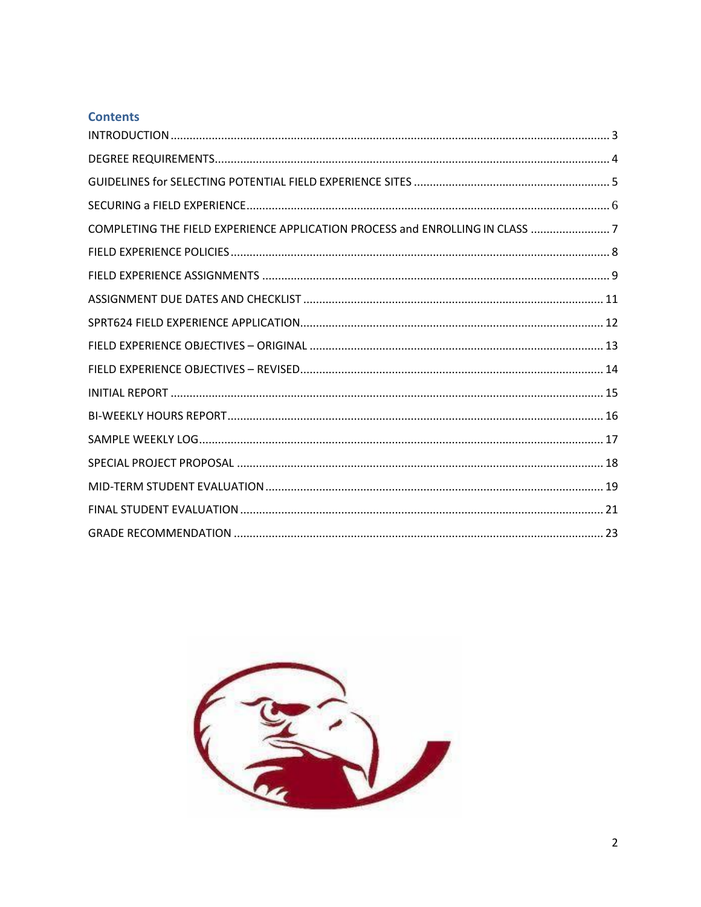## Contents

| | |
|---|---|
| INTRODUCTION | 3 |
| DEGREE REQUIREMENTS | 4 |
| GUIDELINES for SELECTING POTENTIAL FIELD EXPERIENCE SITES | 5 |
| SECURING a FIELD EXPERIENCE | 6 |
| COMPLETING THE FIELD EXPERIENCE APPLICATION PROCESS and ENROLLING IN CLASS | 7 |
| FIELD EXPERIENCE POLICIES | 8 |
| FIELD EXPERIENCE ASSIGNMENTS | 9 |
| ASSIGNMENT DUE DATES AND CHECKLIST | 11 |
| SPRT624 FIELD EXPERIENCE APPLICATION | 12 |
| FIELD EXPERIENCE OBJECTIVES – ORIGINAL | 13 |
| FIELD EXPERIENCE OBJECTIVES – REVISED | 14 |
| INITIAL REPORT | 15 |
| BI-WEEKLY HOURS REPORT | 16 |
| SAMPLE WEEKLY LOG | 17 |
| SPECIAL PROJECT PROPOSAL | 18 |
| MID-TERM STUDENT EVALUATION | 19 |
| FINAL STUDENT EVALUATION | 21 |
| GRADE RECOMMENDATION | 23 |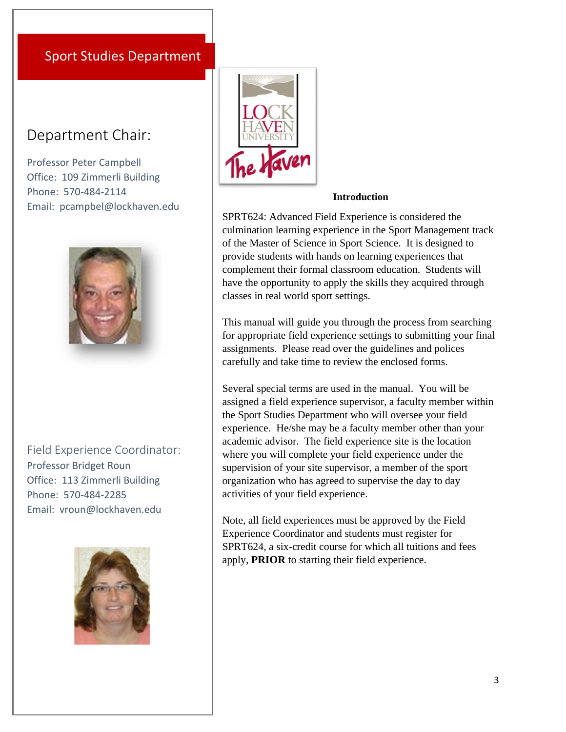# Sport Studies Department

## Department Chair:

Professor Peter Campbell
Office: 109 Zimmerli Building
Phone: 570-484-2114
Email: pcampbel@lockhaven.edu

## Field Experience Coordinator:

Professor Bridget Roun
Office: 113 Zimmerli Building
Phone: 570-484-2285
Email: vroun@lockhaven.edu

**Introduction**

SPRT624: Advanced Field Experience is considered the culmination learning experience in the Sport Management track of the Master of Science in Sport Science. It is designed to provide students with hands on learning experiences that complement their formal classroom education. Students will have the opportunity to apply the skills they acquired through classes in real world sport settings.

This manual will guide you through the process from searching for appropriate field experience settings to submitting your final assignments. Please read over the guidelines and polices carefully and take time to review the enclosed forms.

Several special terms are used in the manual. You will be assigned a field experience supervisor, a faculty member within the Sport Studies Department who will oversee your field experience. He/she may be a faculty member other than your academic advisor. The field experience site is the location where you will complete your field experience under the supervision of your site supervisor, a member of the sport organization who has agreed to supervise the day to day activities of your field experience.

Note, all field experiences must be approved by the Field Experience Coordinator and students must register for SPRT624, a six-credit course for which all tuitions and fees apply, **PRIOR** to starting their field experience.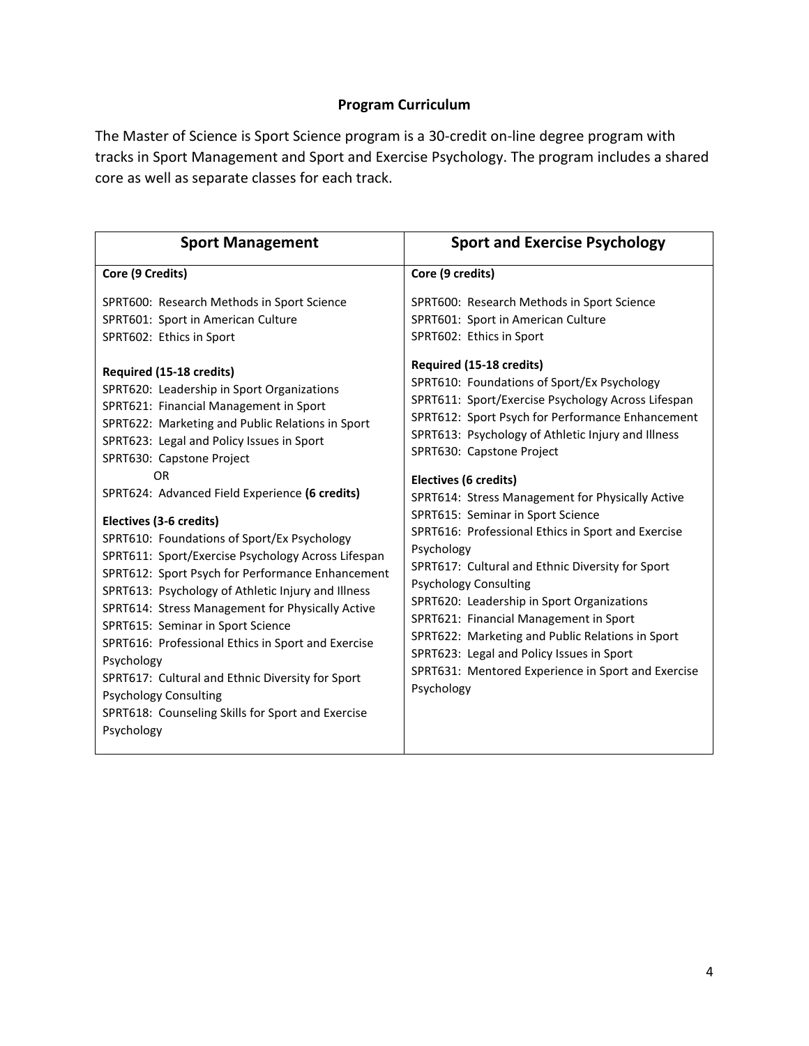## Program Curriculum

The Master of Science is Sport Science program is a 30-credit on-line degree program with tracks in Sport Management and Sport and Exercise Psychology. The program includes a shared core as well as separate classes for each track.

| Sport Management | Sport and Exercise Psychology |
|---|---|
| **Core (9 Credits)**<br><br>SPRT600: Research Methods in Sport Science<br>SPRT601: Sport in American Culture<br>SPRT602: Ethics in Sport<br><br>**Required (15-18 credits)**<br>SPRT620: Leadership in Sport Organizations<br>SPRT621: Financial Management in Sport<br>SPRT622: Marketing and Public Relations in Sport<br>SPRT623: Legal and Policy Issues in Sport<br>SPRT630: Capstone Project<br>OR<br>SPRT624: Advanced Field Experience **(6 credits)**<br><br>**Electives (3-6 credits)**<br>SPRT610: Foundations of Sport/Ex Psychology<br>SPRT611: Sport/Exercise Psychology Across Lifespan<br>SPRT612: Sport Psych for Performance Enhancement<br>SPRT613: Psychology of Athletic Injury and Illness<br>SPRT614: Stress Management for Physically Active<br>SPRT615: Seminar in Sport Science<br>SPRT616: Professional Ethics in Sport and Exercise Psychology<br>SPRT617: Cultural and Ethnic Diversity for Sport Psychology Consulting<br>SPRT618: Counseling Skills for Sport and Exercise Psychology | **Core (9 credits)**<br><br>SPRT600: Research Methods in Sport Science<br>SPRT601: Sport in American Culture<br>SPRT602: Ethics in Sport<br><br>**Required (15-18 credits)**<br>SPRT610: Foundations of Sport/Ex Psychology<br>SPRT611: Sport/Exercise Psychology Across Lifespan<br>SPRT612: Sport Psych for Performance Enhancement<br>SPRT613: Psychology of Athletic Injury and Illness<br>SPRT630: Capstone Project<br><br>**Electives (6 credits)**<br>SPRT614: Stress Management for Physically Active<br>SPRT615: Seminar in Sport Science<br>SPRT616: Professional Ethics in Sport and Exercise Psychology<br>SPRT617: Cultural and Ethnic Diversity for Sport Psychology Consulting<br>SPRT620: Leadership in Sport Organizations<br>SPRT621: Financial Management in Sport<br>SPRT622: Marketing and Public Relations in Sport<br>SPRT623: Legal and Policy Issues in Sport<br>SPRT631: Mentored Experience in Sport and Exercise Psychology |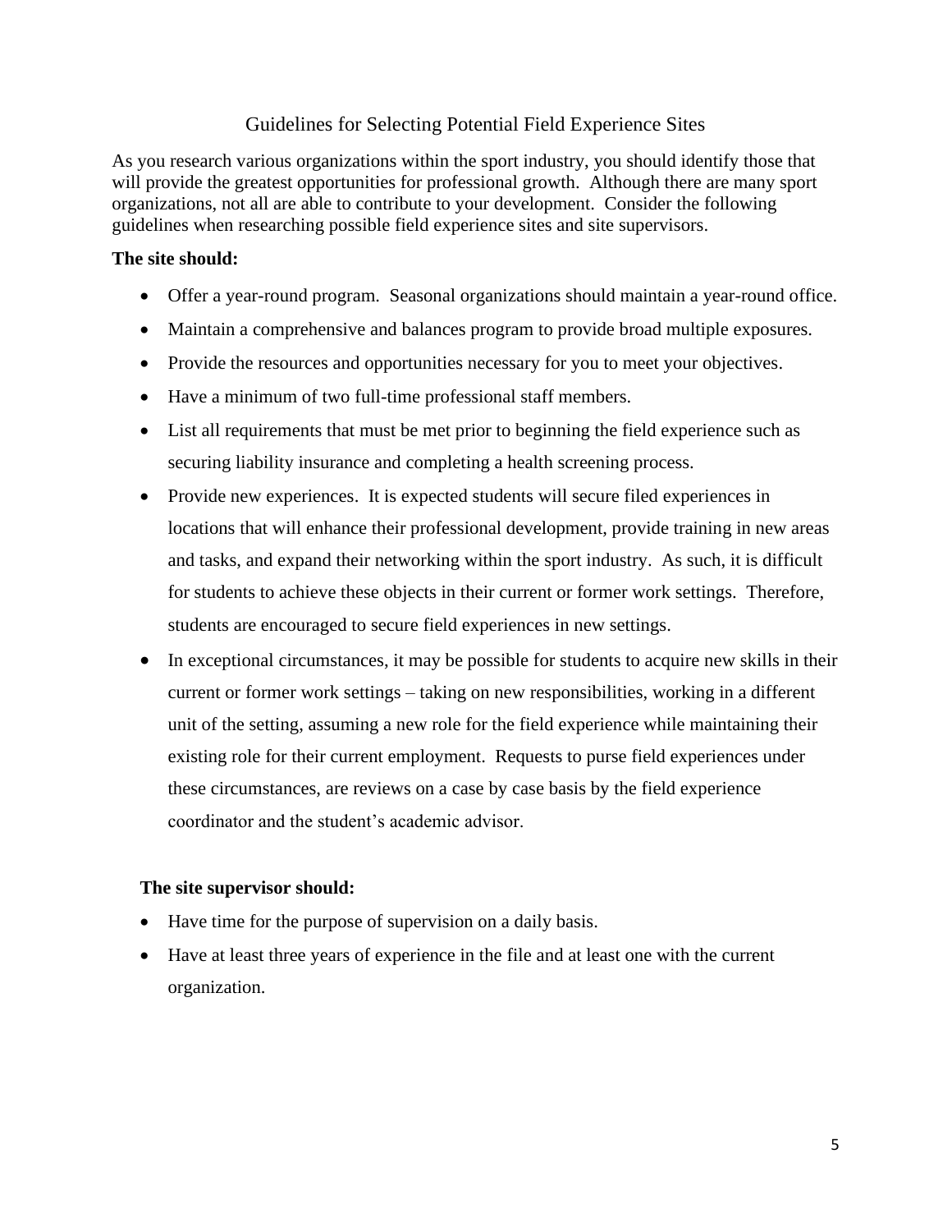# Guidelines for Selecting Potential Field Experience Sites

As you research various organizations within the sport industry, you should identify those that will provide the greatest opportunities for professional growth. Although there are many sport organizations, not all are able to contribute to your development. Consider the following guidelines when researching possible field experience sites and site supervisors.

**The site should:**

- Offer a year-round program. Seasonal organizations should maintain a year-round office.
- Maintain a comprehensive and balances program to provide broad multiple exposures.
- Provide the resources and opportunities necessary for you to meet your objectives.
- Have a minimum of two full-time professional staff members.
- List all requirements that must be met prior to beginning the field experience such as securing liability insurance and completing a health screening process.
- Provide new experiences. It is expected students will secure filed experiences in locations that will enhance their professional development, provide training in new areas and tasks, and expand their networking within the sport industry. As such, it is difficult for students to achieve these objects in their current or former work settings. Therefore, students are encouraged to secure field experiences in new settings.
- In exceptional circumstances, it may be possible for students to acquire new skills in their current or former work settings – taking on new responsibilities, working in a different unit of the setting, assuming a new role for the field experience while maintaining their existing role for their current employment. Requests to purse field experiences under these circumstances, are reviews on a case by case basis by the field experience coordinator and the student's academic advisor.

**The site supervisor should:**

- Have time for the purpose of supervision on a daily basis.
- Have at least three years of experience in the file and at least one with the current organization.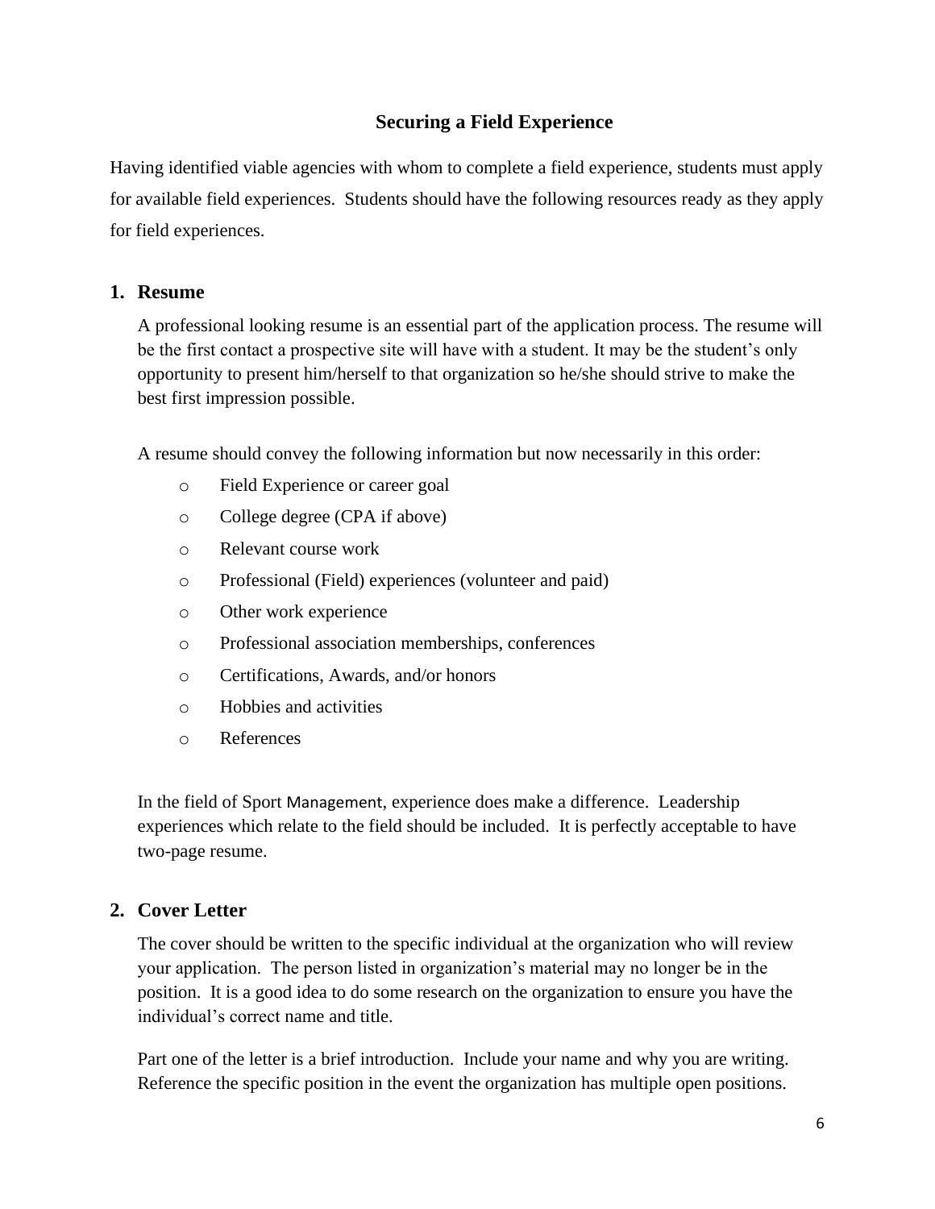## Securing a Field Experience

Having identified viable agencies with whom to complete a field experience, students must apply for available field experiences. Students should have the following resources ready as they apply for field experiences.

### 1. Resume

A professional looking resume is an essential part of the application process. The resume will be the first contact a prospective site will have with a student. It may be the student's only opportunity to present him/herself to that organization so he/she should strive to make the best first impression possible.

A resume should convey the following information but now necessarily in this order:

- Field Experience or career goal
- College degree (CPA if above)
- Relevant course work
- Professional (Field) experiences (volunteer and paid)
- Other work experience
- Professional association memberships, conferences
- Certifications, Awards, and/or honors
- Hobbies and activities
- References

In the field of Sport Management, experience does make a difference. Leadership experiences which relate to the field should be included. It is perfectly acceptable to have two-page resume.

### 2. Cover Letter

The cover should be written to the specific individual at the organization who will review your application. The person listed in organization's material may no longer be in the position. It is a good idea to do some research on the organization to ensure you have the individual's correct name and title.

Part one of the letter is a brief introduction. Include your name and why you are writing. Reference the specific position in the event the organization has multiple open positions.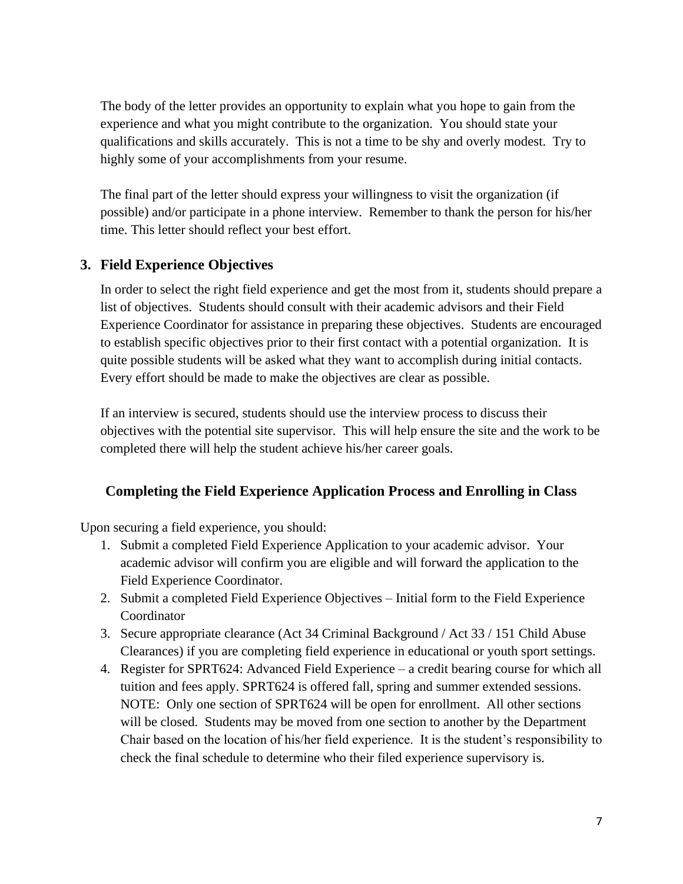The body of the letter provides an opportunity to explain what you hope to gain from the experience and what you might contribute to the organization. You should state your qualifications and skills accurately. This is not a time to be shy and overly modest. Try to highly some of your accomplishments from your resume.

The final part of the letter should express your willingness to visit the organization (if possible) and/or participate in a phone interview. Remember to thank the person for his/her time. This letter should reflect your best effort.

### 3. Field Experience Objectives

In order to select the right field experience and get the most from it, students should prepare a list of objectives. Students should consult with their academic advisors and their Field Experience Coordinator for assistance in preparing these objectives. Students are encouraged to establish specific objectives prior to their first contact with a potential organization. It is quite possible students will be asked what they want to accomplish during initial contacts. Every effort should be made to make the objectives are clear as possible.

If an interview is secured, students should use the interview process to discuss their objectives with the potential site supervisor. This will help ensure the site and the work to be completed there will help the student achieve his/her career goals.

## Completing the Field Experience Application Process and Enrolling in Class

Upon securing a field experience, you should:

1. Submit a completed Field Experience Application to your academic advisor. Your academic advisor will confirm you are eligible and will forward the application to the Field Experience Coordinator.
2. Submit a completed Field Experience Objectives – Initial form to the Field Experience Coordinator
3. Secure appropriate clearance (Act 34 Criminal Background / Act 33 / 151 Child Abuse Clearances) if you are completing field experience in educational or youth sport settings.
4. Register for SPRT624: Advanced Field Experience – a credit bearing course for which all tuition and fees apply. SPRT624 is offered fall, spring and summer extended sessions. NOTE: Only one section of SPRT624 will be open for enrollment. All other sections will be closed. Students may be moved from one section to another by the Department Chair based on the location of his/her field experience. It is the student's responsibility to check the final schedule to determine who their filed experience supervisory is.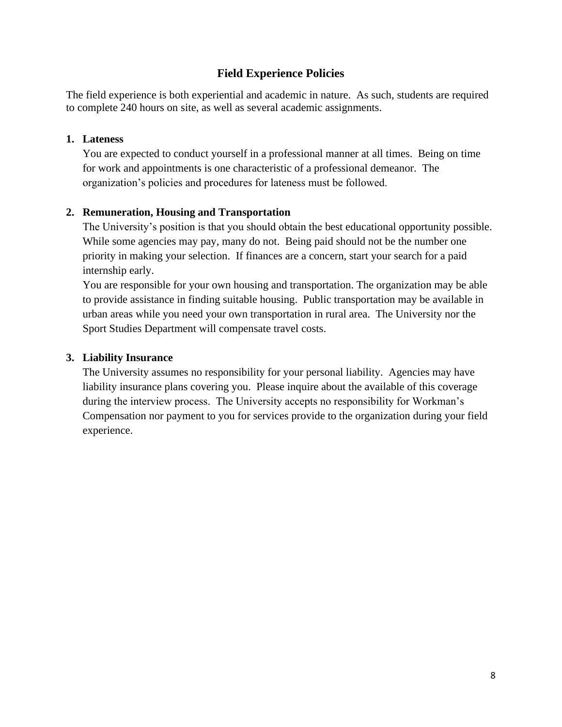## Field Experience Policies

The field experience is both experiential and academic in nature. As such, students are required to complete 240 hours on site, as well as several academic assignments.

1. **Lateness**

   You are expected to conduct yourself in a professional manner at all times. Being on time for work and appointments is one characteristic of a professional demeanor. The organization's policies and procedures for lateness must be followed.

2. **Remuneration, Housing and Transportation**

   The University's position is that you should obtain the best educational opportunity possible. While some agencies may pay, many do not. Being paid should not be the number one priority in making your selection. If finances are a concern, start your search for a paid internship early.

   You are responsible for your own housing and transportation. The organization may be able to provide assistance in finding suitable housing. Public transportation may be available in urban areas while you need your own transportation in rural area. The University nor the Sport Studies Department will compensate travel costs.

3. **Liability Insurance**

   The University assumes no responsibility for your personal liability. Agencies may have liability insurance plans covering you. Please inquire about the available of this coverage during the interview process. The University accepts no responsibility for Workman's Compensation nor payment to you for services provide to the organization during your field experience.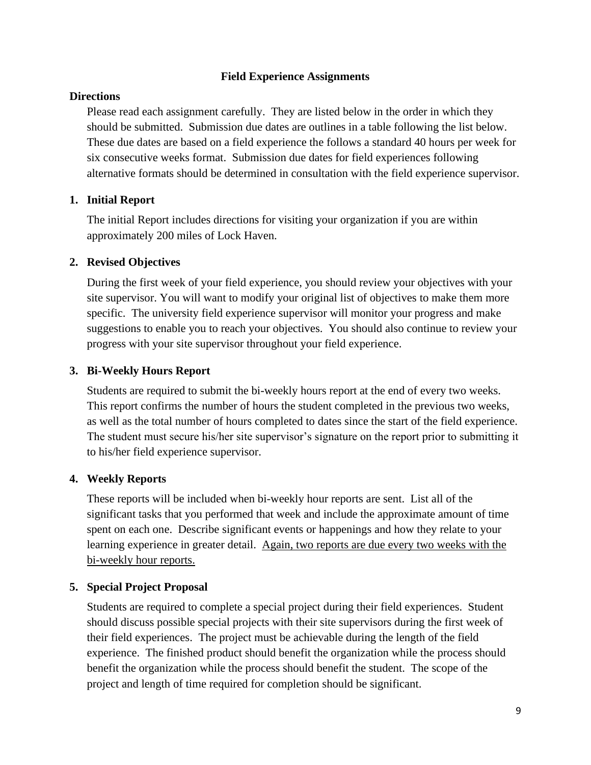## Field Experience Assignments

**Directions**

Please read each assignment carefully. They are listed below in the order in which they should be submitted. Submission due dates are outlines in a table following the list below. These due dates are based on a field experience the follows a standard 40 hours per week for six consecutive weeks format. Submission due dates for field experiences following alternative formats should be determined in consultation with the field experience supervisor.

**1. Initial Report**

The initial Report includes directions for visiting your organization if you are within approximately 200 miles of Lock Haven.

**2. Revised Objectives**

During the first week of your field experience, you should review your objectives with your site supervisor. You will want to modify your original list of objectives to make them more specific. The university field experience supervisor will monitor your progress and make suggestions to enable you to reach your objectives. You should also continue to review your progress with your site supervisor throughout your field experience.

**3. Bi-Weekly Hours Report**

Students are required to submit the bi-weekly hours report at the end of every two weeks. This report confirms the number of hours the student completed in the previous two weeks, as well as the total number of hours completed to dates since the start of the field experience. The student must secure his/her site supervisor's signature on the report prior to submitting it to his/her field experience supervisor.

**4. Weekly Reports**

These reports will be included when bi-weekly hour reports are sent. List all of the significant tasks that you performed that week and include the approximate amount of time spent on each one. Describe significant events or happenings and how they relate to your learning experience in greater detail. <u>Again, two reports are due every two weeks with the bi-weekly hour reports.</u>

**5. Special Project Proposal**

Students are required to complete a special project during their field experiences. Student should discuss possible special projects with their site supervisors during the first week of their field experiences. The project must be achievable during the length of the field experience. The finished product should benefit the organization while the process should benefit the organization while the process should benefit the student. The scope of the project and length of time required for completion should be significant.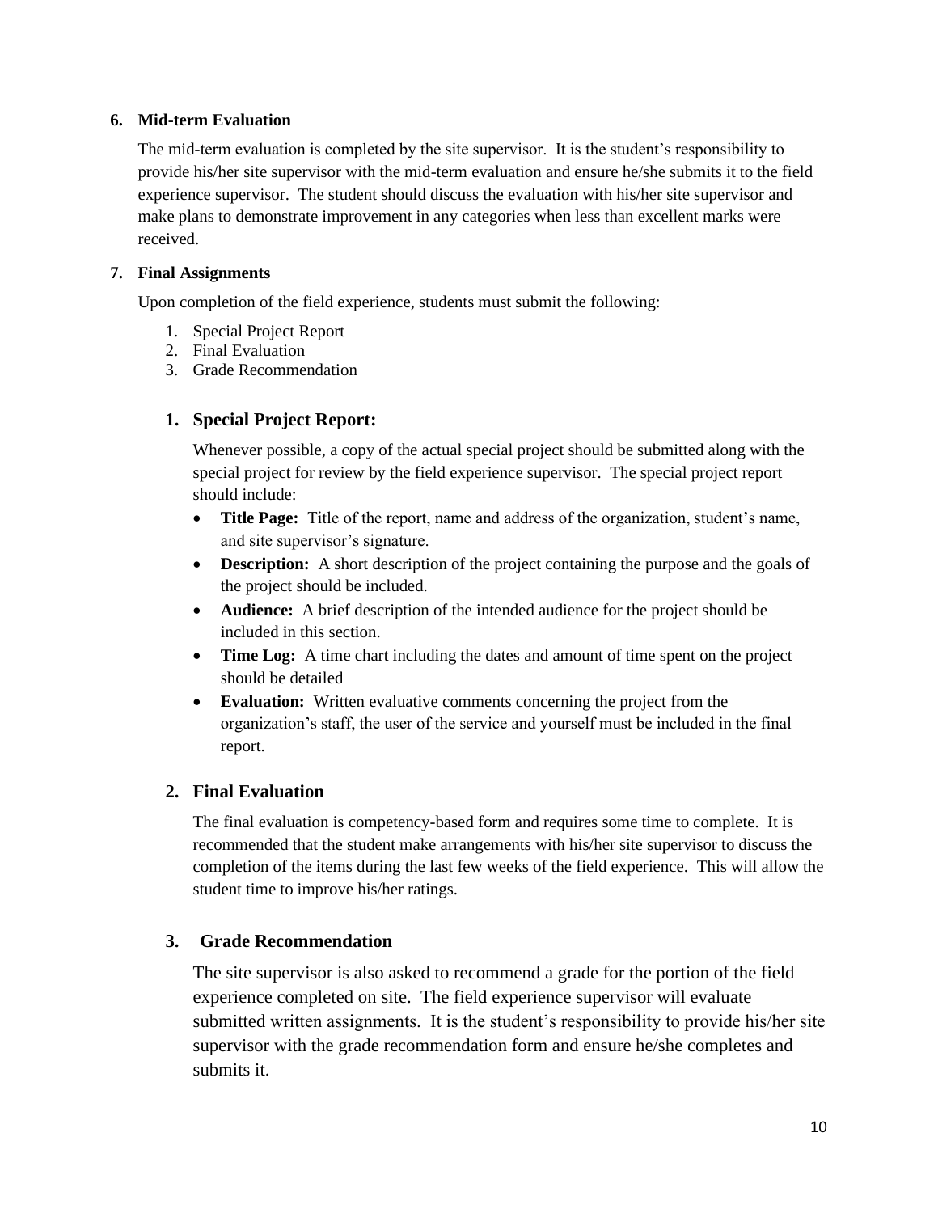**6. Mid-term Evaluation**

The mid-term evaluation is completed by the site supervisor. It is the student's responsibility to provide his/her site supervisor with the mid-term evaluation and ensure he/she submits it to the field experience supervisor. The student should discuss the evaluation with his/her site supervisor and make plans to demonstrate improvement in any categories when less than excellent marks were received.

**7. Final Assignments**

Upon completion of the field experience, students must submit the following:

1. Special Project Report
2. Final Evaluation
3. Grade Recommendation

### 1. Special Project Report:

Whenever possible, a copy of the actual special project should be submitted along with the special project for review by the field experience supervisor. The special project report should include:

- **Title Page:** Title of the report, name and address of the organization, student's name, and site supervisor's signature.
- **Description:** A short description of the project containing the purpose and the goals of the project should be included.
- **Audience:** A brief description of the intended audience for the project should be included in this section.
- **Time Log:** A time chart including the dates and amount of time spent on the project should be detailed
- **Evaluation:** Written evaluative comments concerning the project from the organization's staff, the user of the service and yourself must be included in the final report.

### 2. Final Evaluation

The final evaluation is competency-based form and requires some time to complete. It is recommended that the student make arrangements with his/her site supervisor to discuss the completion of the items during the last few weeks of the field experience. This will allow the student time to improve his/her ratings.

### 3. Grade Recommendation

The site supervisor is also asked to recommend a grade for the portion of the field experience completed on site. The field experience supervisor will evaluate submitted written assignments. It is the student's responsibility to provide his/her site supervisor with the grade recommendation form and ensure he/she completes and submits it.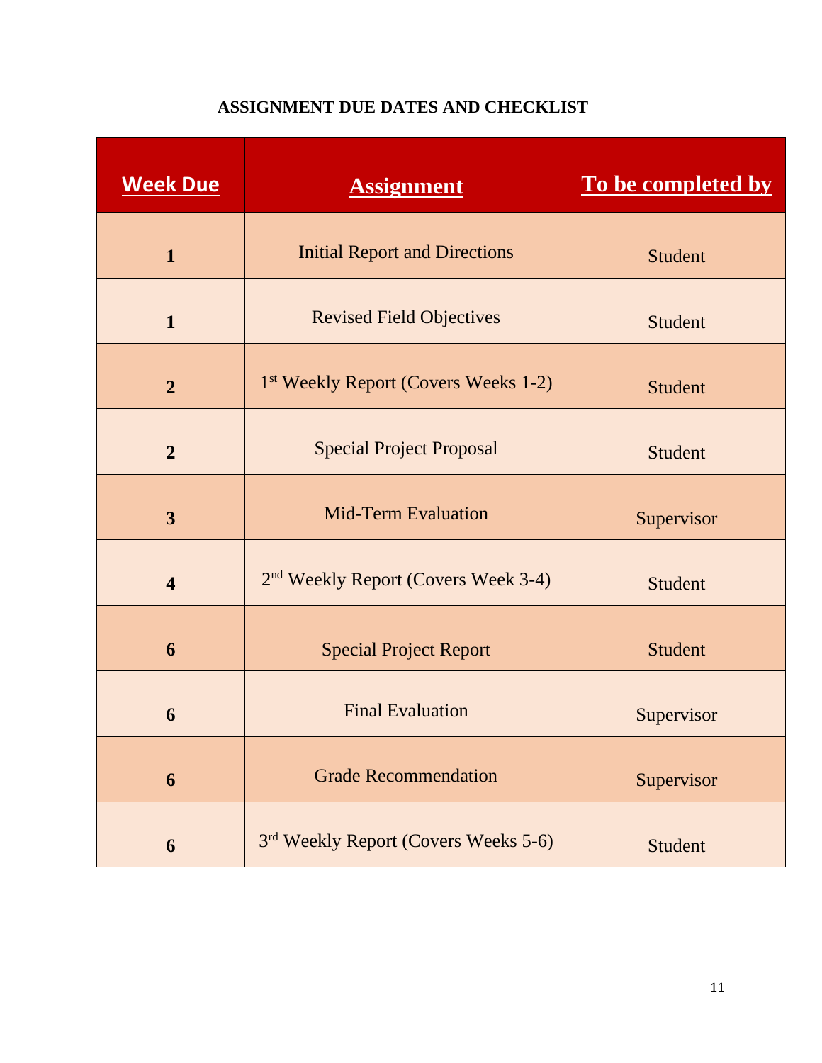## ASSIGNMENT DUE DATES AND CHECKLIST

| Week Due | Assignment | To be completed by |
|---|---|---|
| **1** | Initial Report and Directions | Student |
| **1** | Revised Field Objectives | Student |
| **2** | 1st Weekly Report (Covers Weeks 1-2) | Student |
| **2** | Special Project Proposal | Student |
| **3** | Mid-Term Evaluation | Supervisor |
| **4** | 2nd Weekly Report (Covers Week 3-4) | Student |
| **6** | Special Project Report | Student |
| **6** | Final Evaluation | Supervisor |
| **6** | Grade Recommendation | Supervisor |
| **6** | 3rd Weekly Report (Covers Weeks 5-6) | Student |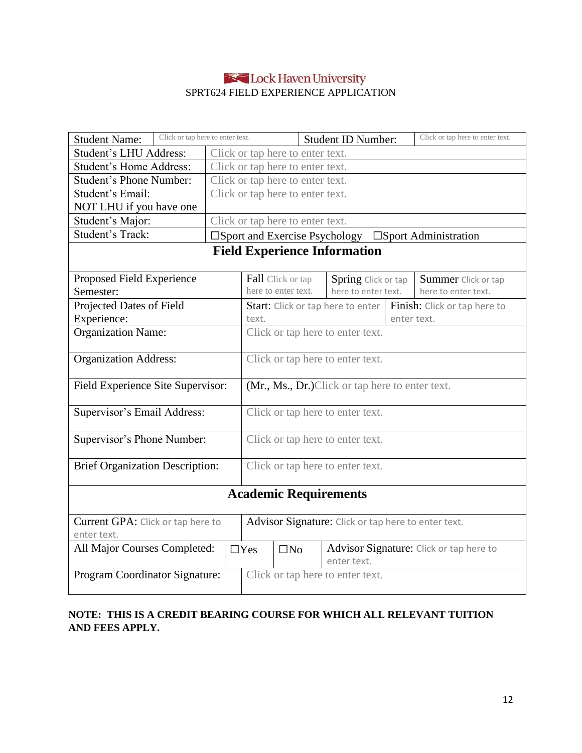Lock Haven University

SPRT624 FIELD EXPERIENCE APPLICATION

| | | | |
|---|---|---|---|
| Student Name: | Click or tap here to enter text. | Student ID Number: | Click or tap here to enter text. |
| Student's LHU Address: | Click or tap here to enter text. | | |
| Student's Home Address: | Click or tap here to enter text. | | |
| Student's Phone Number: | Click or tap here to enter text. | | |
| Student's Email: NOT LHU if you have one | Click or tap here to enter text. | | |
| Student's Major: | Click or tap here to enter text. | | |
| Student's Track: | ☐Sport and Exercise Psychology | ☐Sport Administration | |

## Field Experience Information

| | | | |
|---|---|---|---|
| Proposed Field Experience Semester: | Fall Click or tap here to enter text. | Spring Click or tap here to enter text. | Summer Click or tap here to enter text. |
| Projected Dates of Field Experience: | Start: Click or tap here to enter text. | Finish: Click or tap here to enter text. | |
| Organization Name: | Click or tap here to enter text. | | |
| Organization Address: | Click or tap here to enter text. | | |
| Field Experience Site Supervisor: | (Mr., Ms., Dr.)Click or tap here to enter text. | | |
| Supervisor's Email Address: | Click or tap here to enter text. | | |
| Supervisor's Phone Number: | Click or tap here to enter text. | | |
| Brief Organization Description: | Click or tap here to enter text. | | |

## Academic Requirements

| | | | |
|---|---|---|---|
| Current GPA: Click or tap here to enter text. | Advisor Signature: Click or tap here to enter text. | | |
| All Major Courses Completed: | ☐Yes | ☐No | Advisor Signature: Click or tap here to enter text. |
| Program Coordinator Signature: | Click or tap here to enter text. | | |

**NOTE: THIS IS A CREDIT BEARING COURSE FOR WHICH ALL RELEVANT TUITION AND FEES APPLY.**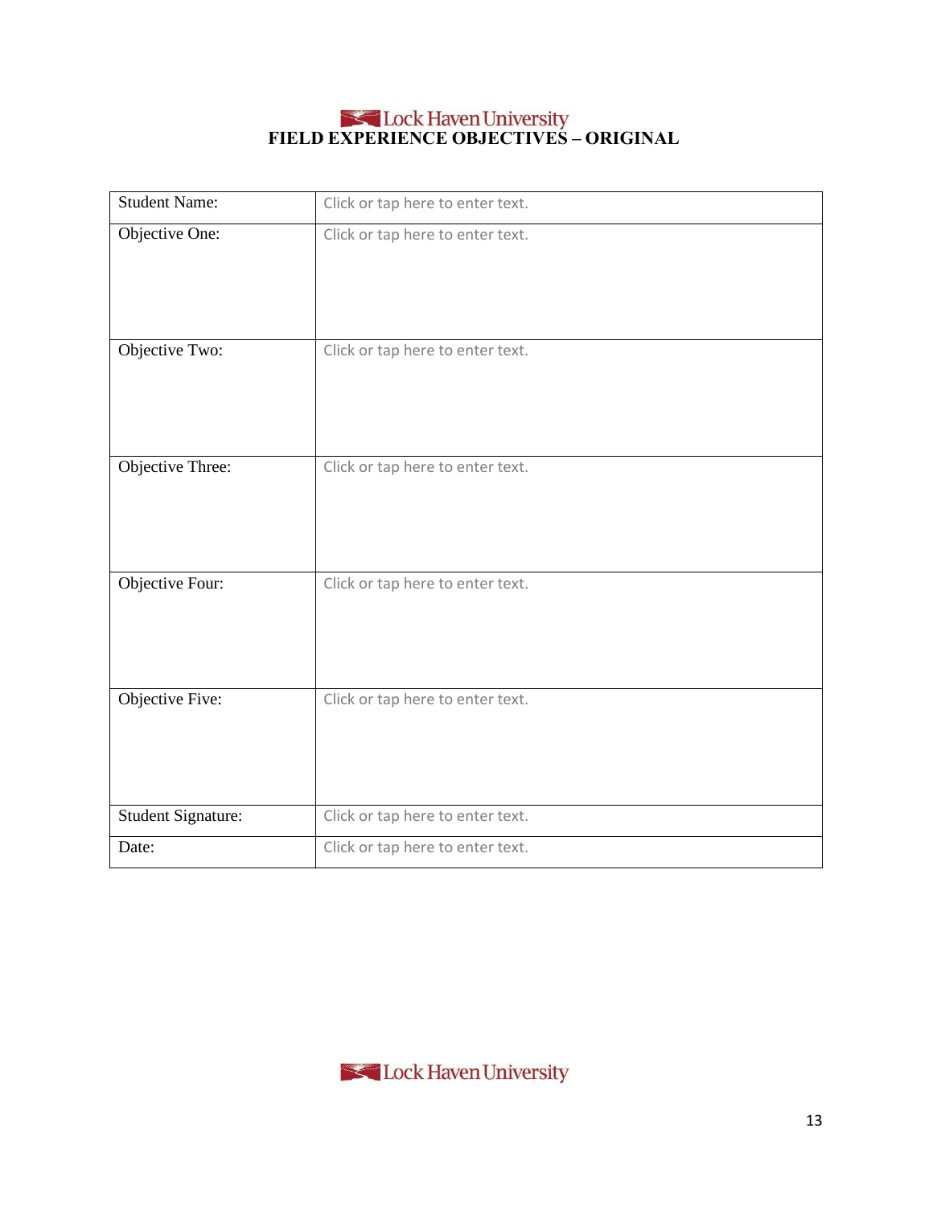Lock Haven University

# FIELD EXPERIENCE OBJECTIVES – ORIGINAL

| Student Name: | Click or tap here to enter text. |
|---|---|
| Objective One: | Click or tap here to enter text. |
| Objective Two: | Click or tap here to enter text. |
| Objective Three: | Click or tap here to enter text. |
| Objective Four: | Click or tap here to enter text. |
| Objective Five: | Click or tap here to enter text. |
| Student Signature: | Click or tap here to enter text. |
| Date: | Click or tap here to enter text. |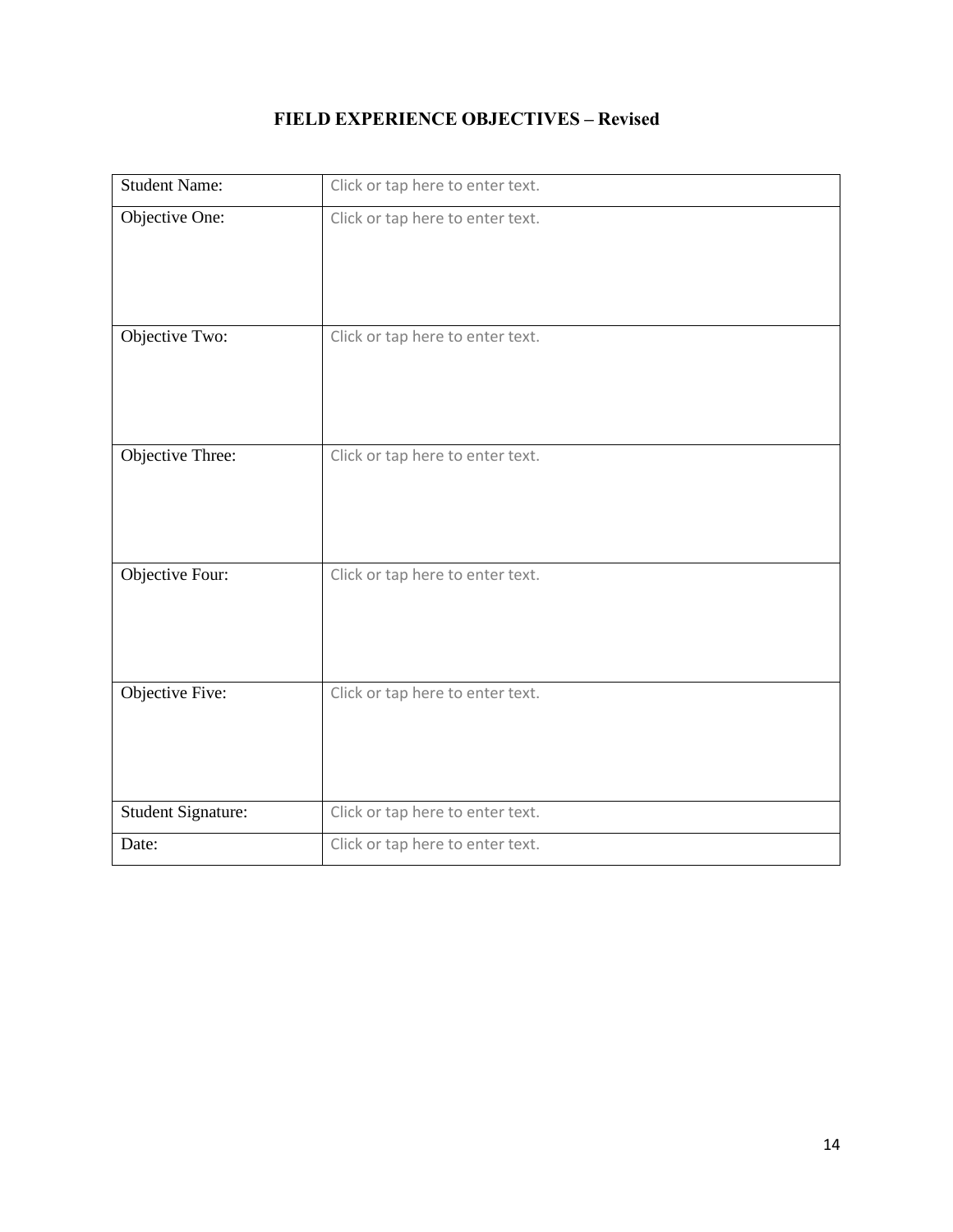# FIELD EXPERIENCE OBJECTIVES – Revised

| Student Name: | Click or tap here to enter text. |
| --- | --- |
| Objective One: | Click or tap here to enter text. |
| Objective Two: | Click or tap here to enter text. |
| Objective Three: | Click or tap here to enter text. |
| Objective Four: | Click or tap here to enter text. |
| Objective Five: | Click or tap here to enter text. |
| Student Signature: | Click or tap here to enter text. |
| Date: | Click or tap here to enter text. |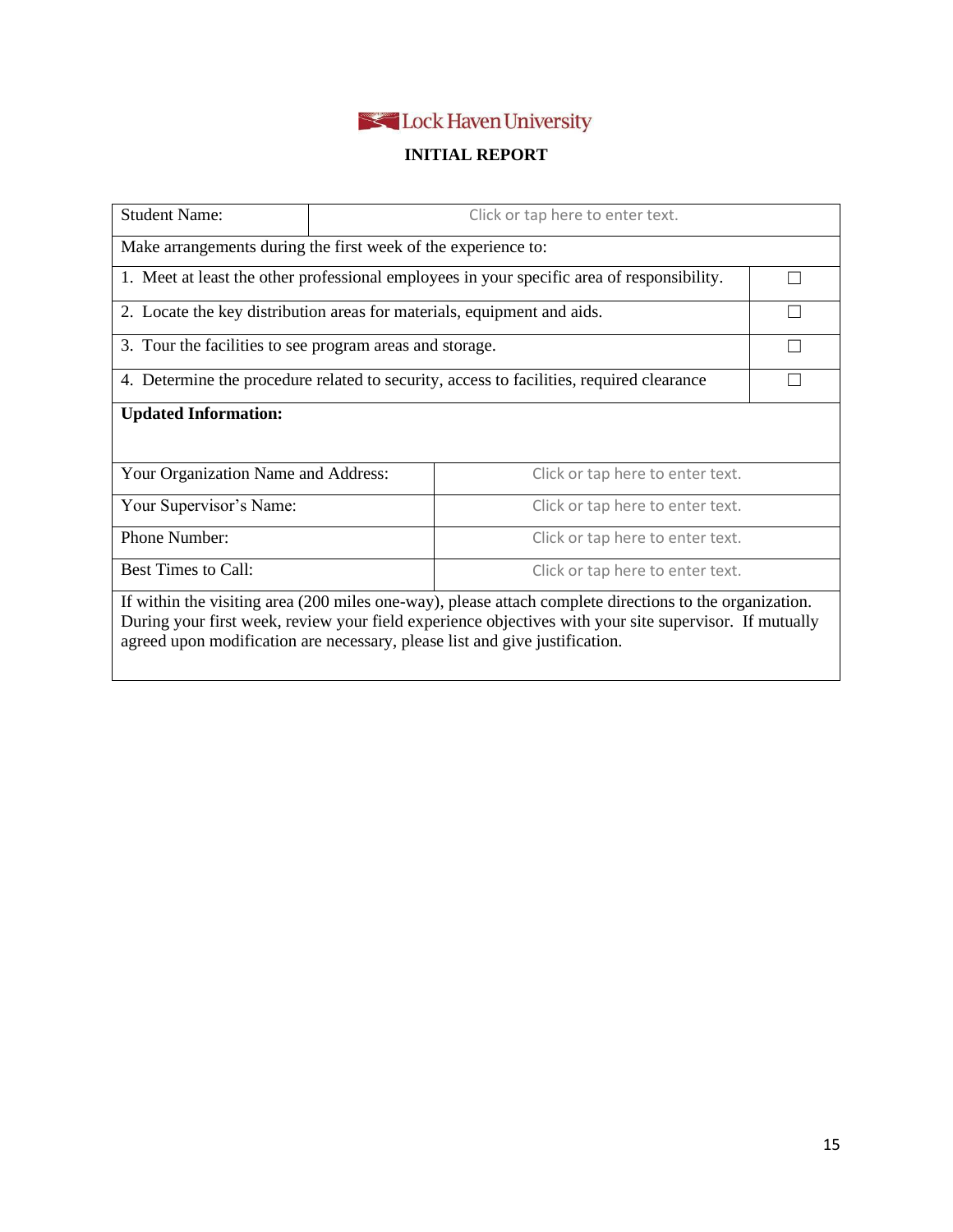Lock Haven University

## INITIAL REPORT

| Student Name: | Click or tap here to enter text. |
|---|---|
| Make arrangements during the first week of the experience to: | |
| 1. Meet at least the other professional employees in your specific area of responsibility. | ☐ |
| 2. Locate the key distribution areas for materials, equipment and aids. | ☐ |
| 3. Tour the facilities to see program areas and storage. | ☐ |
| 4. Determine the procedure related to security, access to facilities, required clearance | ☐ |
| **Updated Information:** | |
| Your Organization Name and Address: | Click or tap here to enter text. |
| Your Supervisor's Name: | Click or tap here to enter text. |
| Phone Number: | Click or tap here to enter text. |
| Best Times to Call: | Click or tap here to enter text. |

If within the visiting area (200 miles one-way), please attach complete directions to the organization. During your first week, review your field experience objectives with your site supervisor. If mutually agreed upon modification are necessary, please list and give justification.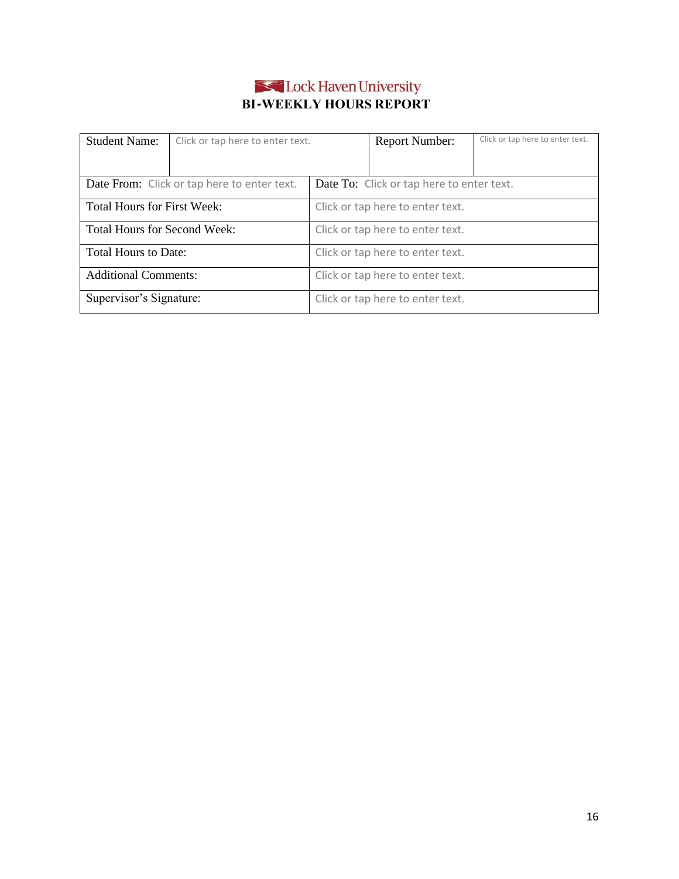Lock Haven University

# BI-WEEKLY HOURS REPORT

| Student Name: | Click or tap here to enter text. | Report Number: | Click or tap here to enter text. |
|---|---|---|---|
| Date From: Click or tap here to enter text. | | Date To: Click or tap here to enter text. | |
| Total Hours for First Week: | | Click or tap here to enter text. | |
| Total Hours for Second Week: | | Click or tap here to enter text. | |
| Total Hours to Date: | | Click or tap here to enter text. | |
| Additional Comments: | | Click or tap here to enter text. | |
| Supervisor's Signature: | | Click or tap here to enter text. | |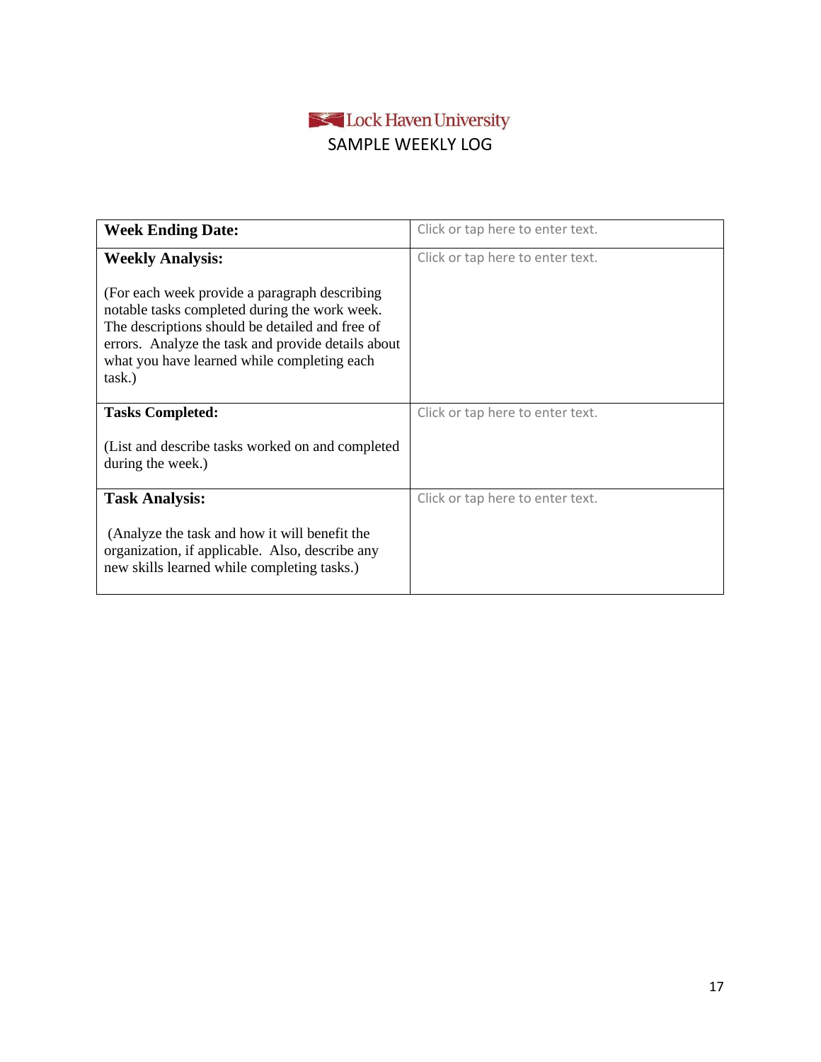Lock Haven University

# SAMPLE WEEKLY LOG

| **Week Ending Date:** | Click or tap here to enter text. |
|---|---|
| **Weekly Analysis:**<br><br>(For each week provide a paragraph describing notable tasks completed during the work week. The descriptions should be detailed and free of errors. Analyze the task and provide details about what you have learned while completing each task.) | Click or tap here to enter text. |
| **Tasks Completed:**<br><br>(List and describe tasks worked on and completed during the week.) | Click or tap here to enter text. |
| **Task Analysis:**<br><br>(Analyze the task and how it will benefit the organization, if applicable. Also, describe any new skills learned while completing tasks.) | Click or tap here to enter text. |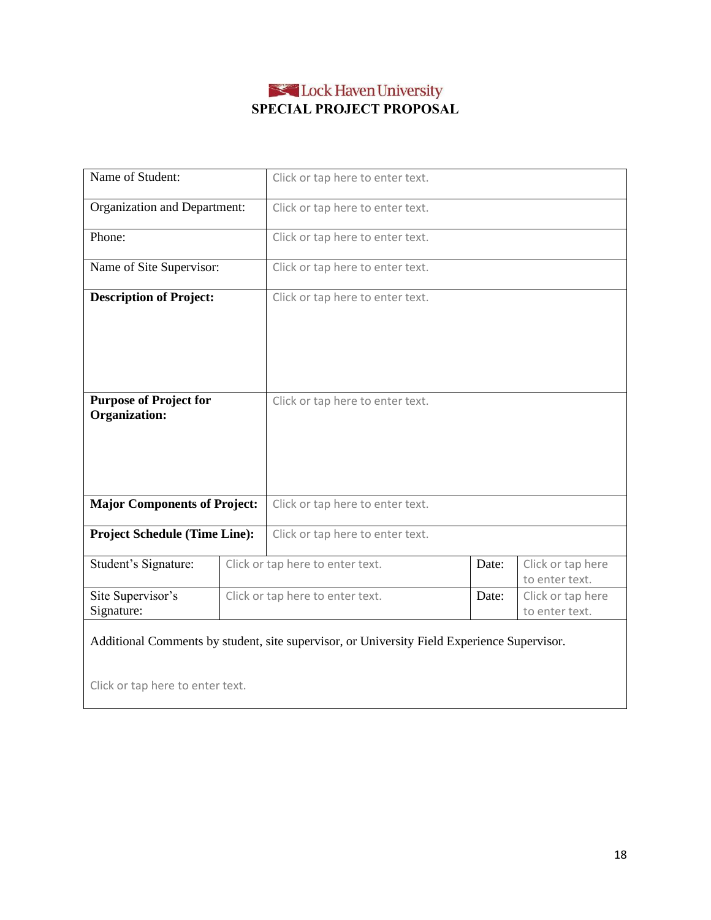Lock Haven University

# SPECIAL PROJECT PROPOSAL

| | |
|---|---|
| Name of Student: | Click or tap here to enter text. |
| Organization and Department: | Click or tap here to enter text. |
| Phone: | Click or tap here to enter text. |
| Name of Site Supervisor: | Click or tap here to enter text. |
| **Description of Project:** | Click or tap here to enter text. |
| **Purpose of Project for Organization:** | Click or tap here to enter text. |
| **Major Components of Project:** | Click or tap here to enter text. |
| **Project Schedule (Time Line):** | Click or tap here to enter text. |

| | | | |
|---|---|---|---|
| Student's Signature: | Click or tap here to enter text. | Date: | Click or tap here to enter text. |
| Site Supervisor's Signature: | Click or tap here to enter text. | Date: | Click or tap here to enter text. |

Additional Comments by student, site supervisor, or University Field Experience Supervisor.

Click or tap here to enter text.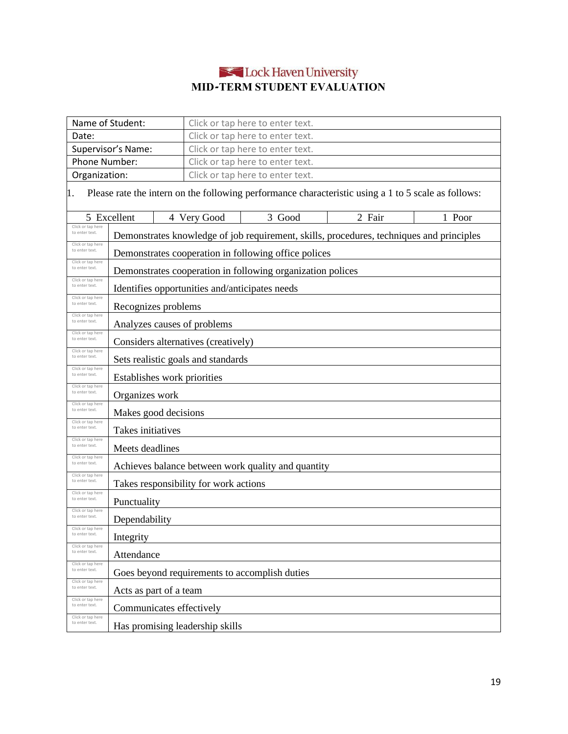Lock Haven University

# MID-TERM STUDENT EVALUATION

| | |
|---|---|
| Name of Student: | Click or tap here to enter text. |
| Date: | Click or tap here to enter text. |
| Supervisor's Name: | Click or tap here to enter text. |
| Phone Number: | Click or tap here to enter text. |
| Organization: | Click or tap here to enter text. |

1. Please rate the intern on the following performance characteristic using a 1 to 5 scale as follows:

| 5 Excellent | 4 Very Good | 3 Good | 2 Fair | 1 Poor |
|---|---|---|---|---|

| Rating | Characteristic |
|---|---|
| Click or tap here to enter text. | Demonstrates knowledge of job requirement, skills, procedures, techniques and principles |
| Click or tap here to enter text. | Demonstrates cooperation in following office polices |
| Click or tap here to enter text. | Demonstrates cooperation in following organization polices |
| Click or tap here to enter text. | Identifies opportunities and/anticipates needs |
| Click or tap here to enter text. | Recognizes problems |
| Click or tap here to enter text. | Analyzes causes of problems |
| Click or tap here to enter text. | Considers alternatives (creatively) |
| Click or tap here to enter text. | Sets realistic goals and standards |
| Click or tap here to enter text. | Establishes work priorities |
| Click or tap here to enter text. | Organizes work |
| Click or tap here to enter text. | Makes good decisions |
| Click or tap here to enter text. | Takes initiatives |
| Click or tap here to enter text. | Meets deadlines |
| Click or tap here to enter text. | Achieves balance between work quality and quantity |
| Click or tap here to enter text. | Takes responsibility for work actions |
| Click or tap here to enter text. | Punctuality |
| Click or tap here to enter text. | Dependability |
| Click or tap here to enter text. | Integrity |
| Click or tap here to enter text. | Attendance |
| Click or tap here to enter text. | Goes beyond requirements to accomplish duties |
| Click or tap here to enter text. | Acts as part of a team |
| Click or tap here to enter text. | Communicates effectively |
| Click or tap here to enter text. | Has promising leadership skills |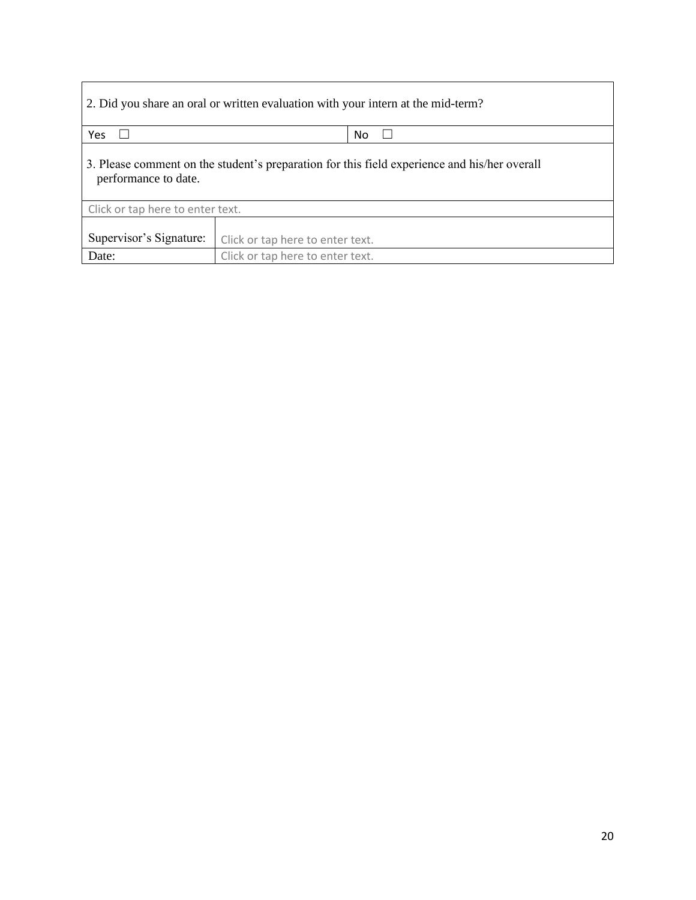| 2. Did you share an oral or written evaluation with your intern at the mid-term? | |
|---|---|
| Yes ☐ | No ☐ |
| 3. Please comment on the student's preparation for this field experience and his/her overall performance to date. | |
| Click or tap here to enter text. | |
| Supervisor's Signature: | Click or tap here to enter text. |
| Date: | Click or tap here to enter text. |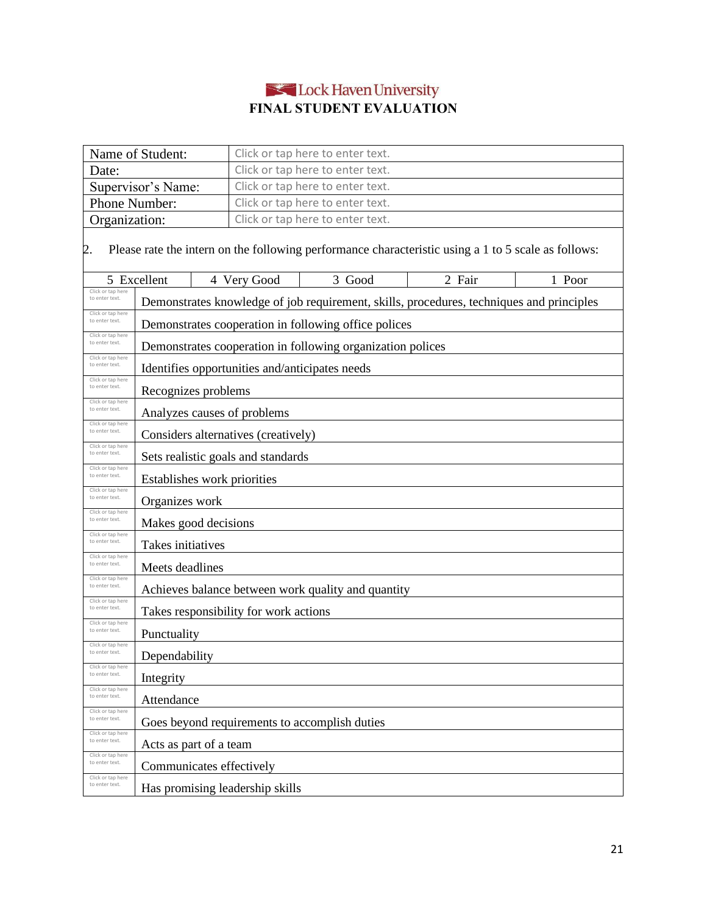Lock Haven University

# FINAL STUDENT EVALUATION

| Name of Student: | Click or tap here to enter text. |
|---|---|
| Date: | Click or tap here to enter text. |
| Supervisor's Name: | Click or tap here to enter text. |
| Phone Number: | Click or tap here to enter text. |
| Organization: | Click or tap here to enter text. |

2. Please rate the intern on the following performance characteristic using a 1 to 5 scale as follows:

| 5 Excellent | 4 Very Good | 3 Good | 2 Fair | 1 Poor |
|---|---|---|---|---|

| Rating | Characteristic |
|---|---|
| Click or tap here to enter text. | Demonstrates knowledge of job requirement, skills, procedures, techniques and principles |
| Click or tap here to enter text. | Demonstrates cooperation in following office polices |
| Click or tap here to enter text. | Demonstrates cooperation in following organization polices |
| Click or tap here to enter text. | Identifies opportunities and/anticipates needs |
| Click or tap here to enter text. | Recognizes problems |
| Click or tap here to enter text. | Analyzes causes of problems |
| Click or tap here to enter text. | Considers alternatives (creatively) |
| Click or tap here to enter text. | Sets realistic goals and standards |
| Click or tap here to enter text. | Establishes work priorities |
| Click or tap here to enter text. | Organizes work |
| Click or tap here to enter text. | Makes good decisions |
| Click or tap here to enter text. | Takes initiatives |
| Click or tap here to enter text. | Meets deadlines |
| Click or tap here to enter text. | Achieves balance between work quality and quantity |
| Click or tap here to enter text. | Takes responsibility for work actions |
| Click or tap here to enter text. | Punctuality |
| Click or tap here to enter text. | Dependability |
| Click or tap here to enter text. | Integrity |
| Click or tap here to enter text. | Attendance |
| Click or tap here to enter text. | Goes beyond requirements to accomplish duties |
| Click or tap here to enter text. | Acts as part of a team |
| Click or tap here to enter text. | Communicates effectively |
| Click or tap here to enter text. | Has promising leadership skills |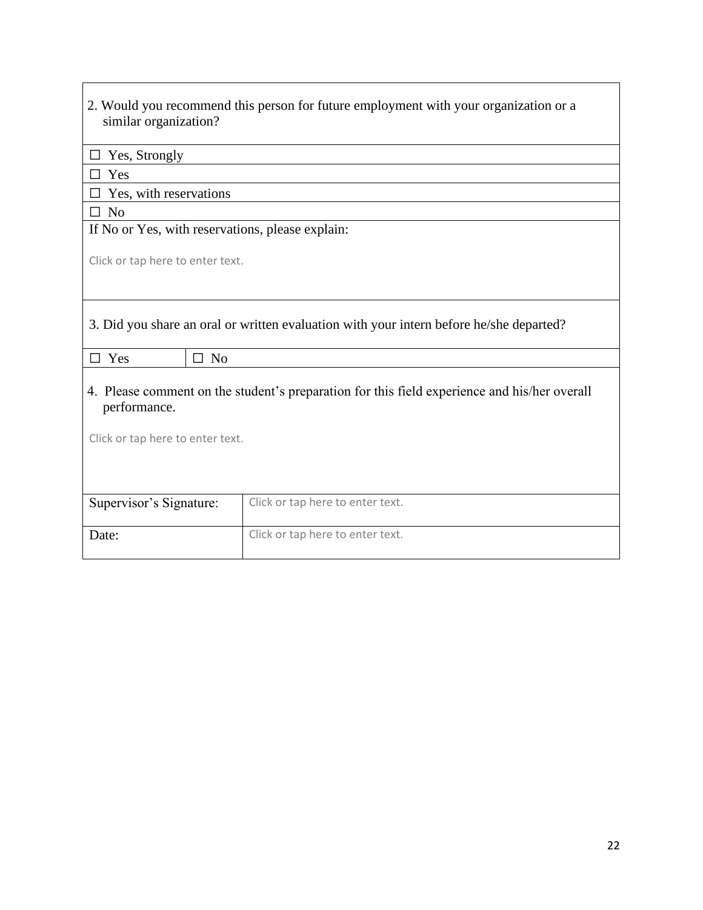2. Would you recommend this person for future employment with your organization or a similar organization?

☐ Yes, Strongly

☐ Yes

☐ Yes, with reservations

☐ No

If No or Yes, with reservations, please explain:

Click or tap here to enter text.

3. Did you share an oral or written evaluation with your intern before he/she departed?

| ☐ Yes | ☐ No |
|---|---|

4. Please comment on the student's preparation for this field experience and his/her overall performance.

Click or tap here to enter text.

| Supervisor's Signature: | Click or tap here to enter text. |
|---|---|
| Date: | Click or tap here to enter text. |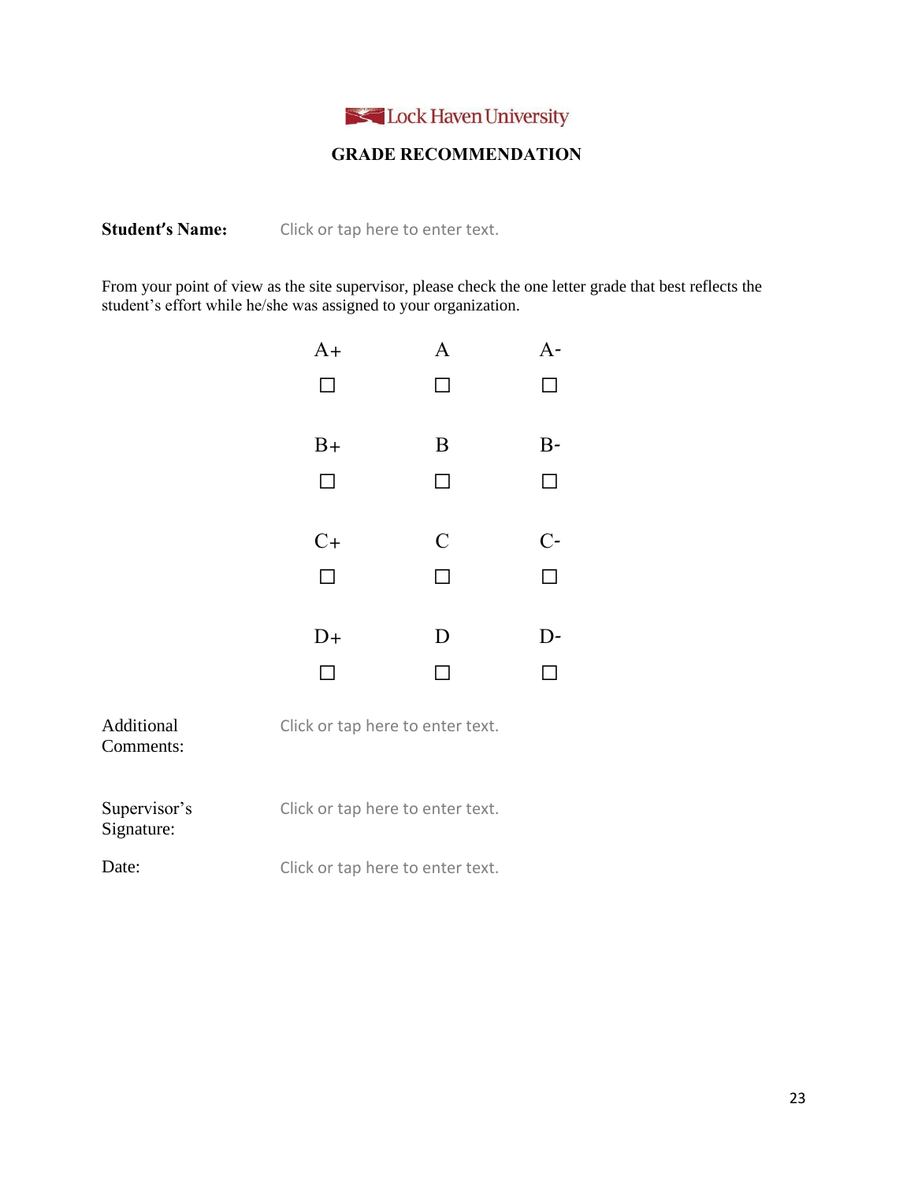Lock Haven University

## GRADE RECOMMENDATION

**Student's Name:** Click or tap here to enter text.

From your point of view as the site supervisor, please check the one letter grade that best reflects the student's effort while he/she was assigned to your organization.

| | | |
|---|---|---|
| A+ | A | A- |
| ☐ | ☐ | ☐ |
| B+ | B | B- |
| ☐ | ☐ | ☐ |
| C+ | C | C- |
| ☐ | ☐ | ☐ |
| D+ | D | D- |
| ☐ | ☐ | ☐ |

Additional Comments: Click or tap here to enter text.

Supervisor's Signature: Click or tap here to enter text.

Date: Click or tap here to enter text.